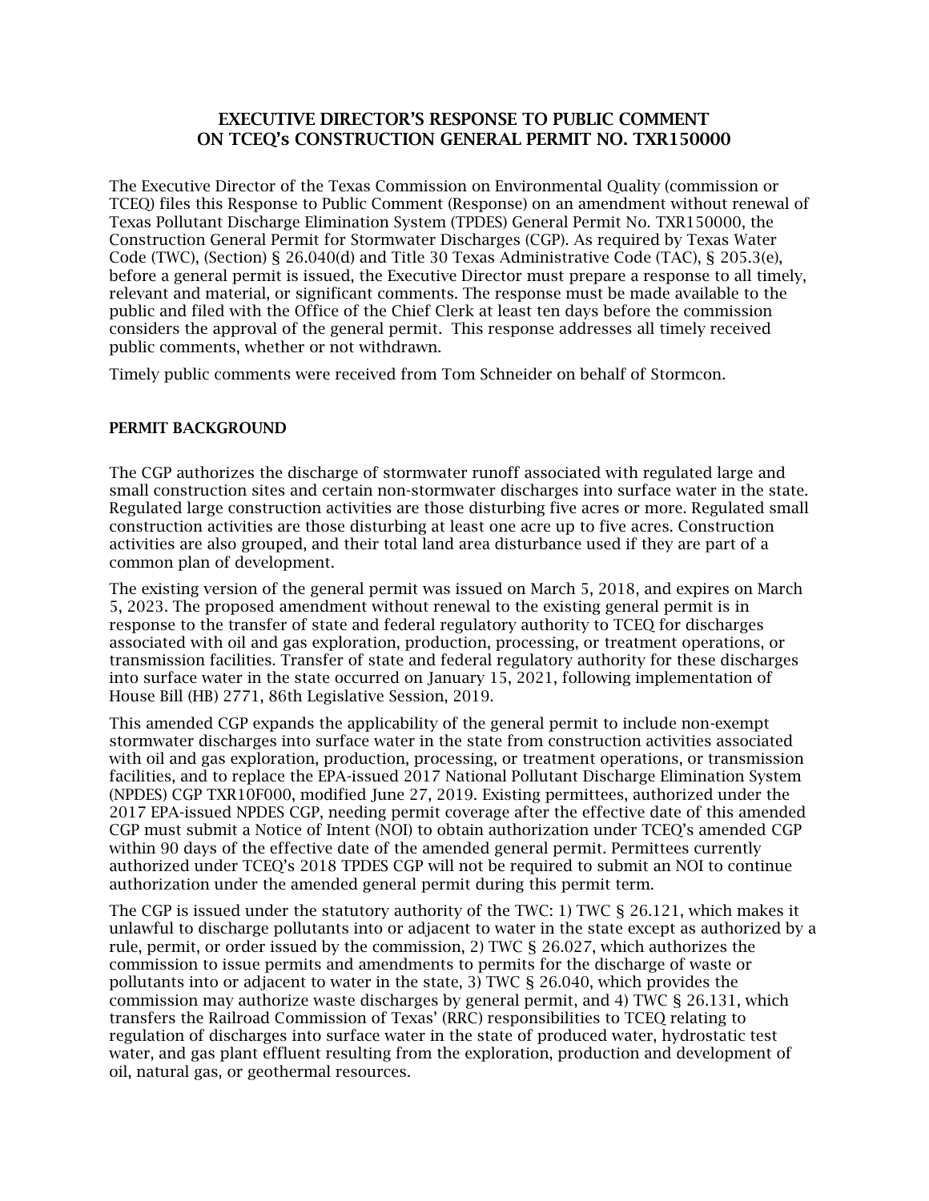# EXECUTIVE DIRECTOR'S RESPONSE TO PUBLIC COMMENT ON TCEQ's CONSTRUCTION GENERAL PERMIT NO. TXR150000

The Executive Director of the Texas Commission on Environmental Quality (commission or TCEQ) files this Response to Public Comment (Response) on an amendment without renewal of Texas Pollutant Discharge Elimination System (TPDES) General Permit No. TXR150000, the Construction General Permit for Stormwater Discharges (CGP). As required by Texas Water Code (TWC), (Section) § 26.040(d) and Title 30 Texas Administrative Code (TAC), § 205.3(e), before a general permit is issued, the Executive Director must prepare a response to all timely, relevant and material, or significant comments. The response must be made available to the public and filed with the Office of the Chief Clerk at least ten days before the commission considers the approval of the general permit. This response addresses all timely received public comments, whether or not withdrawn.

Timely public comments were received from Tom Schneider on behalf of Stormcon.

## PERMIT BACKGROUND

The CGP authorizes the discharge of stormwater runoff associated with regulated large and small construction sites and certain non-stormwater discharges into surface water in the state. Regulated large construction activities are those disturbing five acres or more. Regulated small construction activities are those disturbing at least one acre up to five acres. Construction activities are also grouped, and their total land area disturbance used if they are part of a common plan of development.

The existing version of the general permit was issued on March 5, 2018, and expires on March 5, 2023. The proposed amendment without renewal to the existing general permit is in response to the transfer of state and federal regulatory authority to TCEQ for discharges associated with oil and gas exploration, production, processing, or treatment operations, or transmission facilities. Transfer of state and federal regulatory authority for these discharges into surface water in the state occurred on January 15, 2021, following implementation of House Bill (HB) 2771, 86th Legislative Session, 2019.

This amended CGP expands the applicability of the general permit to include non-exempt stormwater discharges into surface water in the state from construction activities associated with oil and gas exploration, production, processing, or treatment operations, or transmission facilities, and to replace the EPA-issued 2017 National Pollutant Discharge Elimination System (NPDES) CGP TXR10F000, modified June 27, 2019. Existing permittees, authorized under the 2017 EPA-issued NPDES CGP, needing permit coverage after the effective date of this amended CGP must submit a Notice of Intent (NOI) to obtain authorization under TCEQ's amended CGP within 90 days of the effective date of the amended general permit. Permittees currently authorized under TCEQ's 2018 TPDES CGP will not be required to submit an NOI to continue authorization under the amended general permit during this permit term.

The CGP is issued under the statutory authority of the TWC: 1) TWC § 26.121, which makes it unlawful to discharge pollutants into or adjacent to water in the state except as authorized by a rule, permit, or order issued by the commission, 2) TWC § 26.027, which authorizes the commission to issue permits and amendments to permits for the discharge of waste or pollutants into or adjacent to water in the state, 3) TWC § 26.040, which provides the commission may authorize waste discharges by general permit, and 4) TWC § 26.131, which transfers the Railroad Commission of Texas' (RRC) responsibilities to TCEQ relating to regulation of discharges into surface water in the state of produced water, hydrostatic test water, and gas plant effluent resulting from the exploration, production and development of oil, natural gas, or geothermal resources.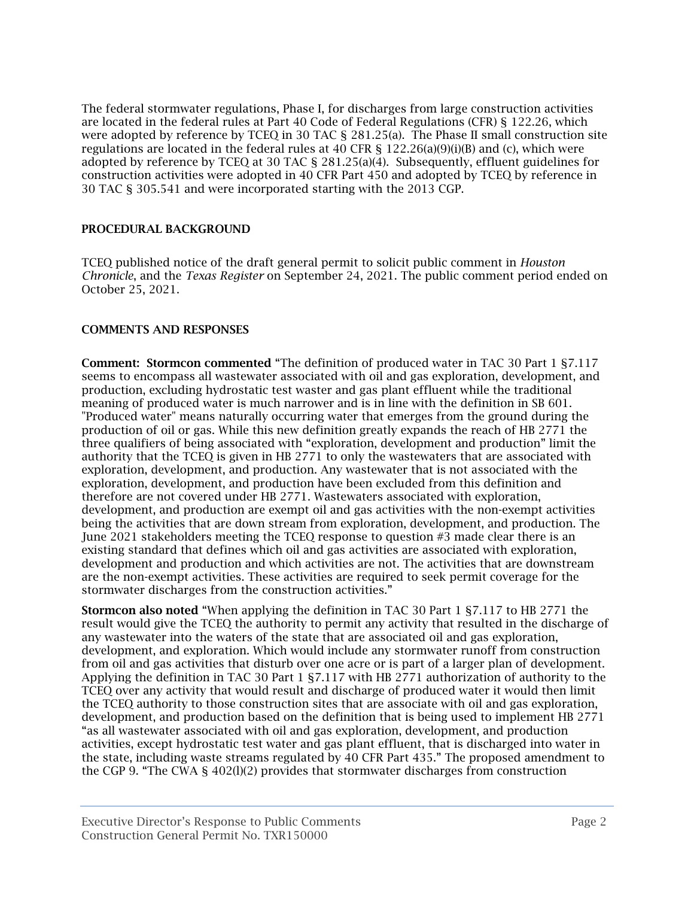The federal stormwater regulations, Phase I, for discharges from large construction activities are located in the federal rules at Part 40 Code of Federal Regulations (CFR) § 122.26, which were adopted by reference by TCEQ in 30 TAC § 281.25(a). The Phase II small construction site regulations are located in the federal rules at 40 CFR § 122.26(a)(9)(i)(B) and (c), which were adopted by reference by TCEQ at 30 TAC § 281.25(a)(4). Subsequently, effluent guidelines for construction activities were adopted in 40 CFR Part 450 and adopted by TCEQ by reference in 30 TAC § 305.541 and were incorporated starting with the 2013 CGP.

## PROCEDURAL BACKGROUND

TCEQ published notice of the draft general permit to solicit public comment in *Houston Chronicle*, and the *Texas Register* on September 24, 2021. The public comment period ended on October 25, 2021.

## COMMENTS AND RESPONSES

**Comment: Stormcon commented** "The definition of produced water in TAC 30 Part 1 §7.117 seems to encompass all wastewater associated with oil and gas exploration, development, and production, excluding hydrostatic test waster and gas plant effluent while the traditional meaning of produced water is much narrower and is in line with the definition in SB 601. "Produced water" means naturally occurring water that emerges from the ground during the production of oil or gas. While this new definition greatly expands the reach of HB 2771 the three qualifiers of being associated with "exploration, development and production" limit the authority that the TCEQ is given in HB 2771 to only the wastewaters that are associated with exploration, development, and production. Any wastewater that is not associated with the exploration, development, and production have been excluded from this definition and therefore are not covered under HB 2771. Wastewaters associated with exploration, development, and production are exempt oil and gas activities with the non-exempt activities being the activities that are down stream from exploration, development, and production. The June 2021 stakeholders meeting the TCEQ response to question #3 made clear there is an existing standard that defines which oil and gas activities are associated with exploration, development and production and which activities are not. The activities that are downstream are the non-exempt activities. These activities are required to seek permit coverage for the stormwater discharges from the construction activities."

**Stormcon also noted** "When applying the definition in TAC 30 Part 1 §7.117 to HB 2771 the result would give the TCEQ the authority to permit any activity that resulted in the discharge of any wastewater into the waters of the state that are associated oil and gas exploration, development, and exploration. Which would include any stormwater runoff from construction from oil and gas activities that disturb over one acre or is part of a larger plan of development. Applying the definition in TAC 30 Part 1 §7.117 with HB 2771 authorization of authority to the TCEQ over any activity that would result and discharge of produced water it would then limit the TCEQ authority to those construction sites that are associate with oil and gas exploration, development, and production based on the definition that is being used to implement HB 2771 "as all wastewater associated with oil and gas exploration, development, and production activities, except hydrostatic test water and gas plant effluent, that is discharged into water in the state, including waste streams regulated by 40 CFR Part 435." The proposed amendment to the CGP 9. "The CWA § 402(l)(2) provides that stormwater discharges from construction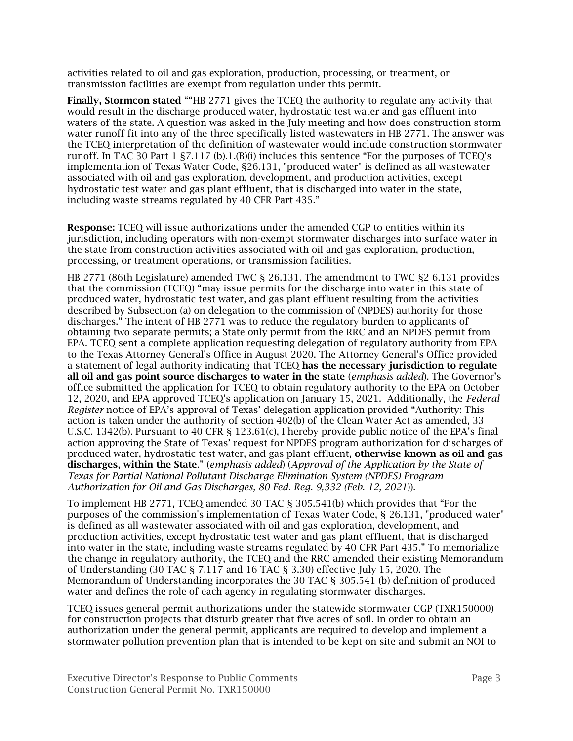activities related to oil and gas exploration, production, processing, or treatment, or transmission facilities are exempt from regulation under this permit.

**Finally, Stormcon stated** ""HB 2771 gives the TCEQ the authority to regulate any activity that would result in the discharge produced water, hydrostatic test water and gas effluent into waters of the state. A question was asked in the July meeting and how does construction storm water runoff fit into any of the three specifically listed wastewaters in HB 2771. The answer was the TCEQ interpretation of the definition of wastewater would include construction stormwater runoff. In TAC 30 Part 1 §7.117 (b).1.(B)(i) includes this sentence "For the purposes of TCEQ's implementation of Texas Water Code, §26.131, "produced water" is defined as all wastewater associated with oil and gas exploration, development, and production activities, except hydrostatic test water and gas plant effluent, that is discharged into water in the state, including waste streams regulated by 40 CFR Part 435."

**Response:** TCEQ will issue authorizations under the amended CGP to entities within its jurisdiction, including operators with non-exempt stormwater discharges into surface water in the state from construction activities associated with oil and gas exploration, production, processing, or treatment operations, or transmission facilities.

HB 2771 (86th Legislature) amended TWC § 26.131. The amendment to TWC §2 6.131 provides that the commission (TCEQ) "may issue permits for the discharge into water in this state of produced water, hydrostatic test water, and gas plant effluent resulting from the activities described by Subsection (a) on delegation to the commission of (NPDES) authority for those discharges." The intent of HB 2771 was to reduce the regulatory burden to applicants of obtaining two separate permits; a State only permit from the RRC and an NPDES permit from EPA. TCEQ sent a complete application requesting delegation of regulatory authority from EPA to the Texas Attorney General's Office in August 2020. The Attorney General's Office provided a statement of legal authority indicating that TCEQ **has the necessary jurisdiction to regulate all oil and gas point source discharges to water in the state** (*emphasis added*). The Governor's office submitted the application for TCEQ to obtain regulatory authority to the EPA on October 12, 2020, and EPA approved TCEQ's application on January 15, 2021. Additionally, the *Federal Register* notice of EPA's approval of Texas' delegation application provided "Authority: This action is taken under the authority of section 402(b) of the Clean Water Act as amended, 33 U.S.C. 1342(b). Pursuant to 40 CFR § 123.61(c), I hereby provide public notice of the EPA's final action approving the State of Texas' request for NPDES program authorization for discharges of produced water, hydrostatic test water, and gas plant effluent, **otherwise known as oil and gas discharges**, **within the State**." (*emphasis added*) (*Approval of the Application by the State of Texas for Partial National Pollutant Discharge Elimination System (NPDES) Program Authorization for Oil and Gas Discharges, 80 Fed. Reg. 9,332 (Feb. 12, 2021)*).

To implement HB 2771, TCEQ amended 30 TAC § 305.541(b) which provides that "For the purposes of the commission's implementation of Texas Water Code, § 26.131, "produced water" is defined as all wastewater associated with oil and gas exploration, development, and production activities, except hydrostatic test water and gas plant effluent, that is discharged into water in the state, including waste streams regulated by 40 CFR Part 435." To memorialize the change in regulatory authority, the TCEQ and the RRC amended their existing Memorandum of Understanding (30 TAC § 7.117 and 16 TAC § 3.30) effective July 15, 2020. The Memorandum of Understanding incorporates the 30 TAC § 305.541 (b) definition of produced water and defines the role of each agency in regulating stormwater discharges.

TCEQ issues general permit authorizations under the statewide stormwater CGP (TXR150000) for construction projects that disturb greater that five acres of soil. In order to obtain an authorization under the general permit, applicants are required to develop and implement a stormwater pollution prevention plan that is intended to be kept on site and submit an NOI to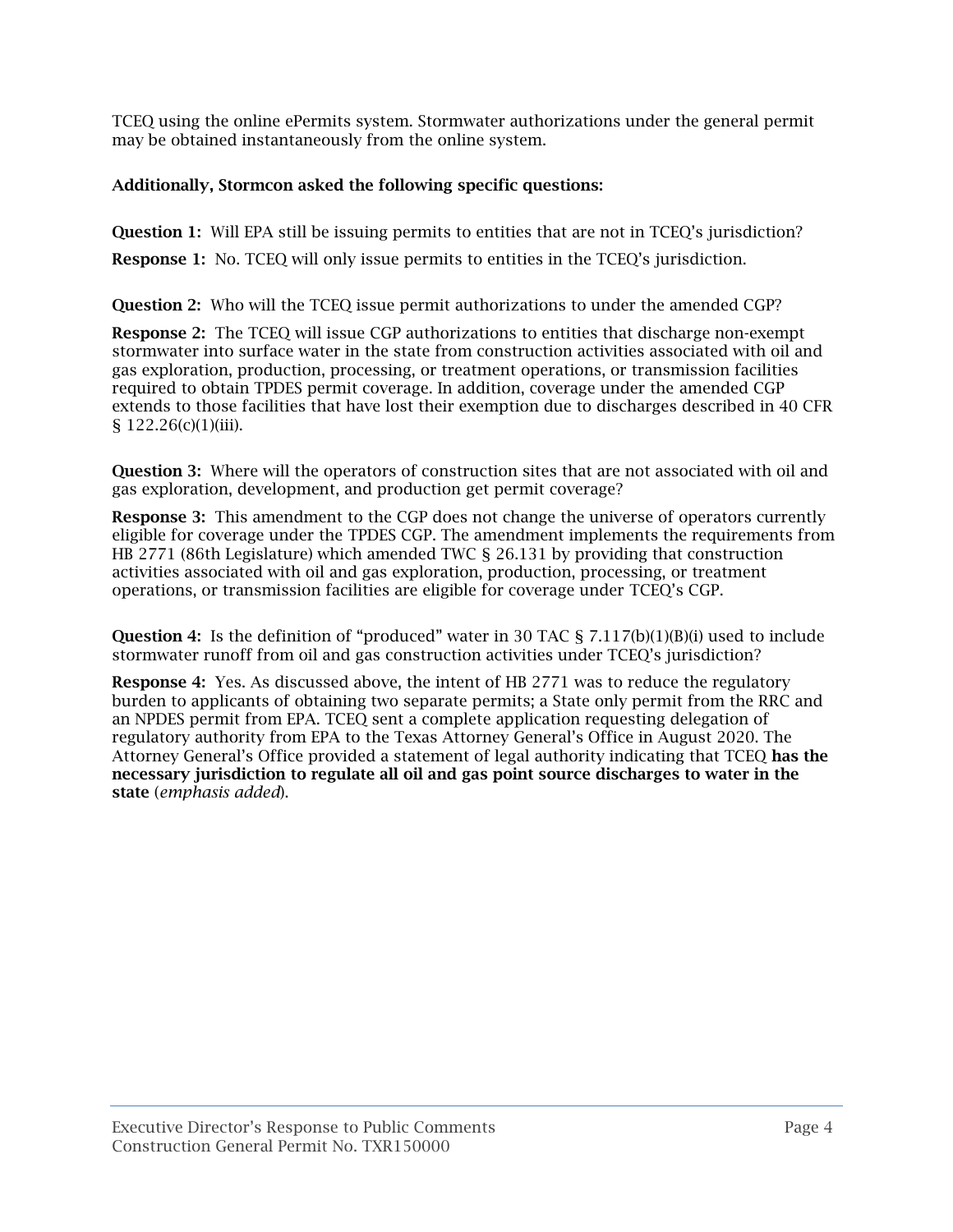TCEQ using the online ePermits system. Stormwater authorizations under the general permit may be obtained instantaneously from the online system.

**Additionally, Stormcon asked the following specific questions:**

**Question 1:** Will EPA still be issuing permits to entities that are not in TCEQ's jurisdiction?

**Response 1:** No. TCEQ will only issue permits to entities in the TCEQ's jurisdiction.

**Question 2:** Who will the TCEQ issue permit authorizations to under the amended CGP?

**Response 2:** The TCEQ will issue CGP authorizations to entities that discharge non-exempt stormwater into surface water in the state from construction activities associated with oil and gas exploration, production, processing, or treatment operations, or transmission facilities required to obtain TPDES permit coverage. In addition, coverage under the amended CGP extends to those facilities that have lost their exemption due to discharges described in 40 CFR § 122.26(c)(1)(iii).

**Question 3:** Where will the operators of construction sites that are not associated with oil and gas exploration, development, and production get permit coverage?

**Response 3:** This amendment to the CGP does not change the universe of operators currently eligible for coverage under the TPDES CGP. The amendment implements the requirements from HB 2771 (86th Legislature) which amended TWC § 26.131 by providing that construction activities associated with oil and gas exploration, production, processing, or treatment operations, or transmission facilities are eligible for coverage under TCEQ's CGP.

**Question 4:** Is the definition of "produced" water in 30 TAC § 7.117(b)(1)(B)(i) used to include stormwater runoff from oil and gas construction activities under TCEQ's jurisdiction?

**Response 4:** Yes. As discussed above, the intent of HB 2771 was to reduce the regulatory burden to applicants of obtaining two separate permits; a State only permit from the RRC and an NPDES permit from EPA. TCEQ sent a complete application requesting delegation of regulatory authority from EPA to the Texas Attorney General's Office in August 2020. The Attorney General's Office provided a statement of legal authority indicating that TCEQ **has the necessary jurisdiction to regulate all oil and gas point source discharges to water in the state** (*emphasis added*).